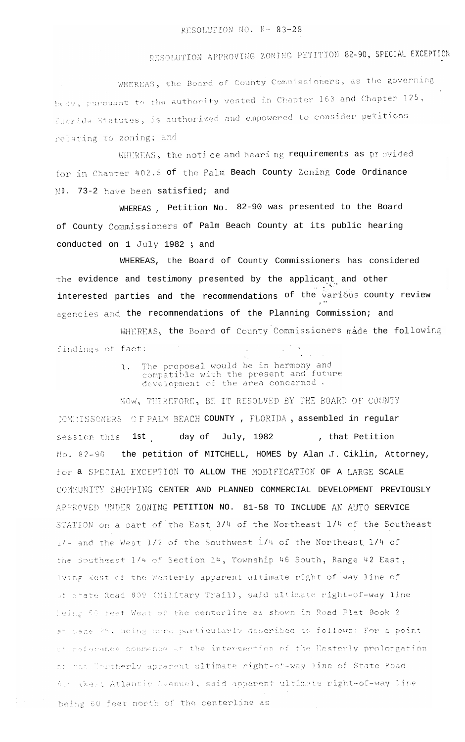# RESOLUTION NO. R- 83-28

## RESOLUTION APPROVING ZONING PETITION 82-90, SPECIAL EXCEPTION

WHEREAS, the Board of County Commissioners, as the governing body, pursuant to the authority vested in Chapter 163 and Chapter 125, Florida Statutes, is authorized and empowered to consider petitions relating to zoning; and

WHEREAS, the notice and hearing requirements as provided for in Chapter 402.5 of the Palm Beach County Zoning Code Ordinance NO. 73-2 have been satisfied; and

WHEREAS, Petition No. 82-90 was presented to the Board of County Commissioners of Palm Beach County at its public hearing conducted on 1 July 1982 ; and

WHEREAS, the Board of County Commissioners has considered the evidence and testimony presented by the applicant and other interested parties and the recommendations of the various county review agencies and the recommendations of the Planning Commission; and

WHEREAS, the Board of County Commissioners made the following findings of fact:

1. The proposal would be in harmony and compatible with the present and future development of the area concerned .

NOW, THEREFORE, BE IT RESOLVED BY THE BOARD OF COUNTY COMMISSONERS OF PALM BEACH COUNTY , FLORIDA , assembled in regular session this 1st day of July, 1982 , that Petition No. 82-90 the petition of MITCHELL, HOMES by Alan J. Ciklin, Attorney, for a SPECIAL EXCEPTION TO ALLOW THE MODIFICATION OF A LARGE SCALE COMMUNITY SHOPPING CENTER AND PLANNED COMMERCIAL DEVELOPMENT PREVIOUSLY APPROVED UNDER ZONING PETITION NO. 81-58 TO INCLUDE AN AUTO SERVICE STATION on a part of the East 3/4 of the Northeast 1/4 of the Southeast 1/4 and the West 1/2 of the Southwest 1/4 of the Northeast 1/4 of the Southeast 1/4 of Section 14, Township 46 South, Range 42 East, lying West of the Westerly apparent ultimate right of way line of State Road 809 (Military Trail), said ultimate right-of-way line being 60 feet West of the centerline as shown in Road Plat Book 2 at page 26, being more particularly described as follows: For a point of reference commence at the intersection of the Easterly prolongation of the Northerly apparent ultimate right-of-way line of State Road 806 (West Atlantic Avenue), said apparent ultimate right-of-way line being 60 feet north of the centerline as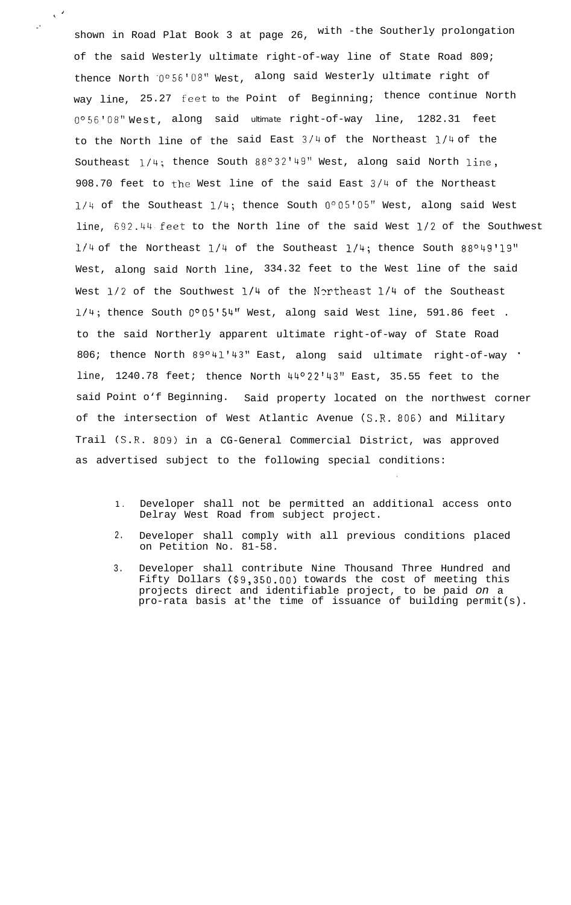shown in Road Plat Book 3 at page 26, with -the Southerly prolongation of the said Westerly ultimate right-of-way line of State Road 809; thence North 0°56'08" West, along said Westerly ultimate right of way line, 25.27 feet to the Point of Beginning; thence continue North 0°56'08" West, along said ultimate right-of-way line, 1282.31 feet to the North line of the said East 3/4 of the Northeast 1/4 of the Southeast 1/4; thence South 88°32'49" West, along said North line, 908.70 feet to the West line of the said East 3/4 of the Northeast 1/4 of the Southeast 1/4; thence South 0°05'05" West, along said West line, 692.44 feet to the North line of the said West 1/2 of the Southwest 1/4 of the Northeast 1/4 of the Southeast 1/4; thence South 88°49'19" West, along said North line, 334.32 feet to the West line of the said West 1/2 of the Southwest 1/4 of the Northeast 1/4 of the Southeast 1/4; thence South 0°05'54" West, along said West line, 591.86 feet to the said Northerly apparent ultimate right-of-way of State Road 806; thence North 89°41'43" East, along said ultimate right-of-way line, 1240.78 feet; thence North 44°22'43" East, 35.55 feet to the said Point of Beginning. Said property located on the northwest corner of the intersection of West Atlantic Avenue (S.R. 806) and Military Trail (S.R. 809) in a CG-General Commercial District, was approved as advertised subject to the following special conditions:

1. Developer shall not be permitted an additional access onto Delray West Road from subject project.
2. Developer shall comply with all previous conditions placed on Petition No. 81-58.
3. Developer shall contribute Nine Thousand Three Hundred and Fifty Dollars ($9,350.00) towards the cost of meeting this projects direct and identifiable project, to be paid *on* a pro-rata basis at'the time of issuance of building permit(s).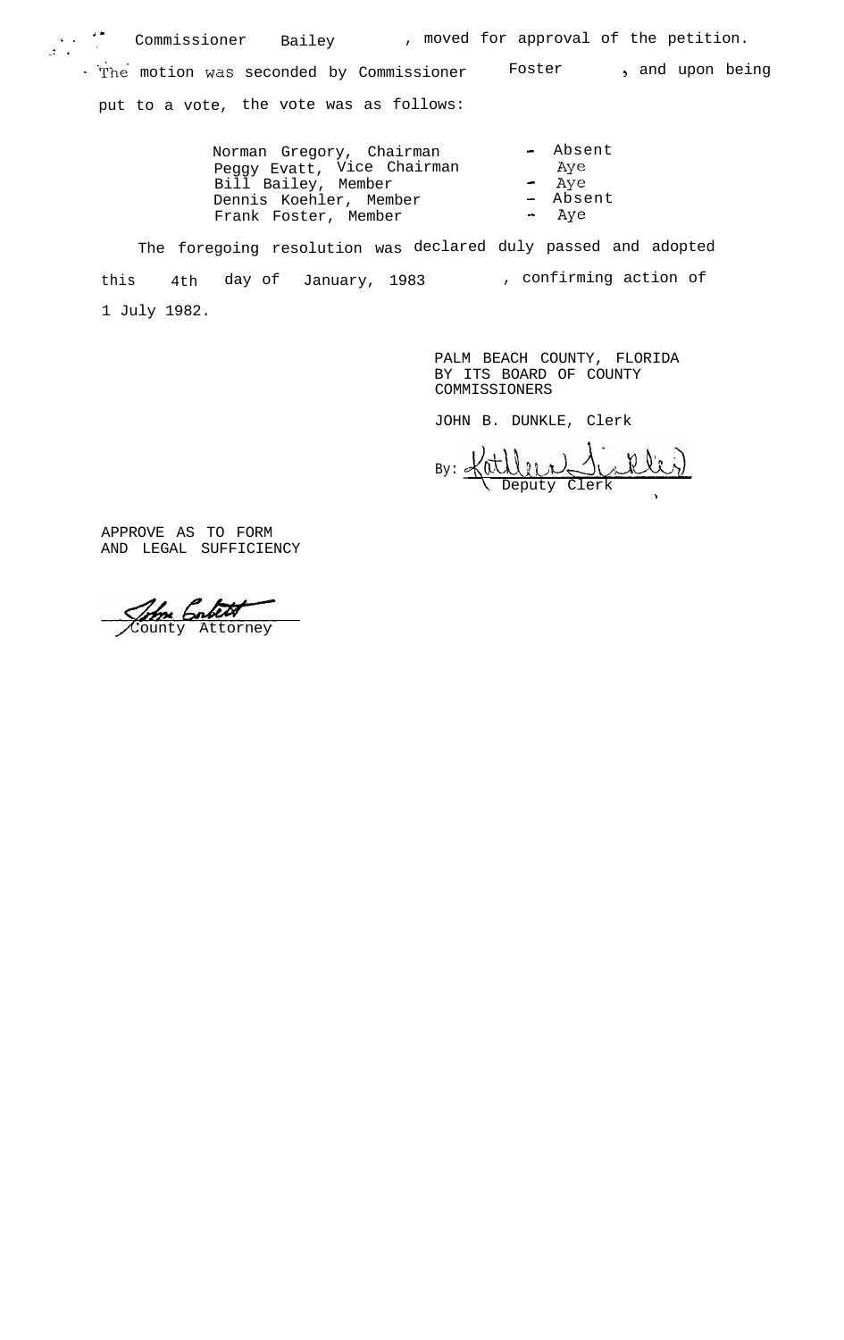Commissioner Bailey, moved for approval of the petition.

The motion was seconded by Commissioner Foster, and upon being put to a vote, the vote was as follows:

| | |
|---|---|
| Norman Gregory, Chairman | - Absent |
| Peggy Evatt, Vice Chairman | Aye |
| Bill Bailey, Member | - Aye |
| Dennis Koehler, Member | - Absent |
| Frank Foster, Member | - Aye |

The foregoing resolution was declared duly passed and adopted this 4th day of January, 1983, confirming action of 1 July 1982.

PALM BEACH COUNTY, FLORIDA
BY ITS BOARD OF COUNTY
COMMISSIONERS

JOHN B. DUNKLE, Clerk

By: Kathleen Sickles
Deputy Clerk

APPROVE AS TO FORM
AND LEGAL SUFFICIENCY

John Corbett
County Attorney